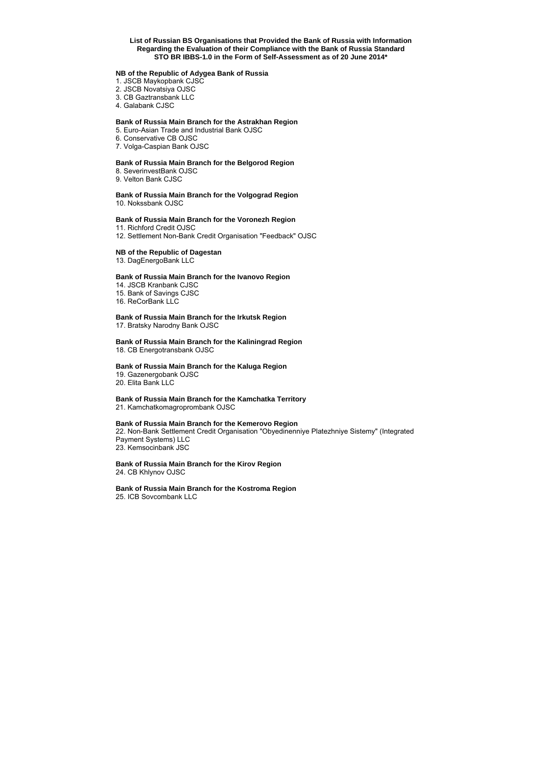# List of Russian BS Organisations that Provided the Bank of Russia with Information Regarding the Evaluation of their Compliance with the Bank of Russia Standard STO BR IBBS-1.0 in the Form of Self-Assessment as of 20 June 2014*

### NB of the Republic of Adygea Bank of Russia

1. JSCB Maykopbank CJSC
2. JSCB Novatsiya OJSC
3. CB Gaztransbank LLC
4. Galabank CJSC

### Bank of Russia Main Branch for the Astrakhan Region

5. Euro-Asian Trade and Industrial Bank OJSC
6. Conservative CB OJSC
7. Volga-Caspian Bank OJSC

### Bank of Russia Main Branch for the Belgorod Region

8. SeverinvestBank OJSC
9. Velton Bank CJSC

### Bank of Russia Main Branch for the Volgograd Region

10. Nokssbank OJSC

### Bank of Russia Main Branch for the Voronezh Region

11. Richford Credit OJSC
12. Settlement Non-Bank Credit Organisation "Feedback" OJSC

### NB of the Republic of Dagestan

13. DagEnergoBank LLC

### Bank of Russia Main Branch for the Ivanovo Region

14. JSCB Kranbank CJSC
15. Bank of Savings CJSC
16. ReCorBank LLC

### Bank of Russia Main Branch for the Irkutsk Region

17. Bratsky Narodny Bank OJSC

### Bank of Russia Main Branch for the Kaliningrad Region

18. CB Energotransbank OJSC

### Bank of Russia Main Branch for the Kaluga Region

19. Gazenergobank OJSC
20. Elita Bank LLC

### Bank of Russia Main Branch for the Kamchatka Territory

21. Kamchatkomagroprombank OJSC

### Bank of Russia Main Branch for the Kemerovo Region

22. Non-Bank Settlement Credit Organisation "Obyedinenniye Platezhniye Sistemy" (Integrated Payment Systems) LLC
23. Kemsocinbank JSC

### Bank of Russia Main Branch for the Kirov Region

24. CB Khlynov OJSC

### Bank of Russia Main Branch for the Kostroma Region

25. ICB Sovcombank LLC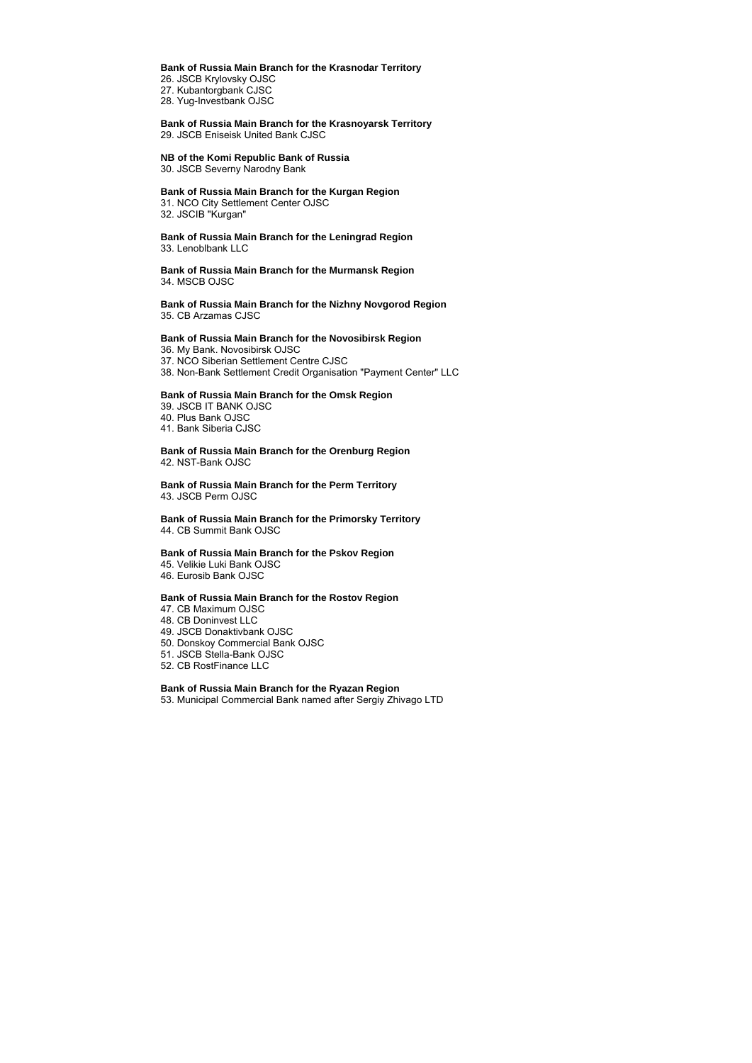**Bank of Russia Main Branch for the Krasnodar Territory**

26. JSCB Krylovsky OJSC
27. Kubantorgbank CJSC
28. Yug-Investbank OJSC

**Bank of Russia Main Branch for the Krasnoyarsk Territory**

29. JSCB Eniseisk United Bank CJSC

**NB of the Komi Republic Bank of Russia**

30. JSCB Severny Narodny Bank

**Bank of Russia Main Branch for the Kurgan Region**

31. NCO City Settlement Center OJSC
32. JSCIB "Kurgan"

**Bank of Russia Main Branch for the Leningrad Region**

33. Lenoblbank LLC

**Bank of Russia Main Branch for the Murmansk Region**

34. MSCB OJSC

**Bank of Russia Main Branch for the Nizhny Novgorod Region**

35. CB Arzamas CJSC

**Bank of Russia Main Branch for the Novosibirsk Region**

36. My Bank. Novosibirsk OJSC
37. NCO Siberian Settlement Centre CJSC
38. Non-Bank Settlement Credit Organisation "Payment Center" LLC

**Bank of Russia Main Branch for the Omsk Region**

39. JSCB IT BANK OJSC
40. Plus Bank OJSC
41. Bank Siberia CJSC

**Bank of Russia Main Branch for the Orenburg Region**

42. NST-Bank OJSC

**Bank of Russia Main Branch for the Perm Territory**

43. JSCB Perm OJSC

**Bank of Russia Main Branch for the Primorsky Territory**

44. CB Summit Bank OJSC

**Bank of Russia Main Branch for the Pskov Region**

45. Velikie Luki Bank OJSC
46. Eurosib Bank OJSC

**Bank of Russia Main Branch for the Rostov Region**

47. CB Maximum OJSC
48. CB Doninvest LLC
49. JSCB Donaktivbank OJSC
50. Donskoy Commercial Bank OJSC
51. JSCB Stella-Bank OJSC
52. CB RostFinance LLC

**Bank of Russia Main Branch for the Ryazan Region**

53. Municipal Commercial Bank named after Sergiy Zhivago LTD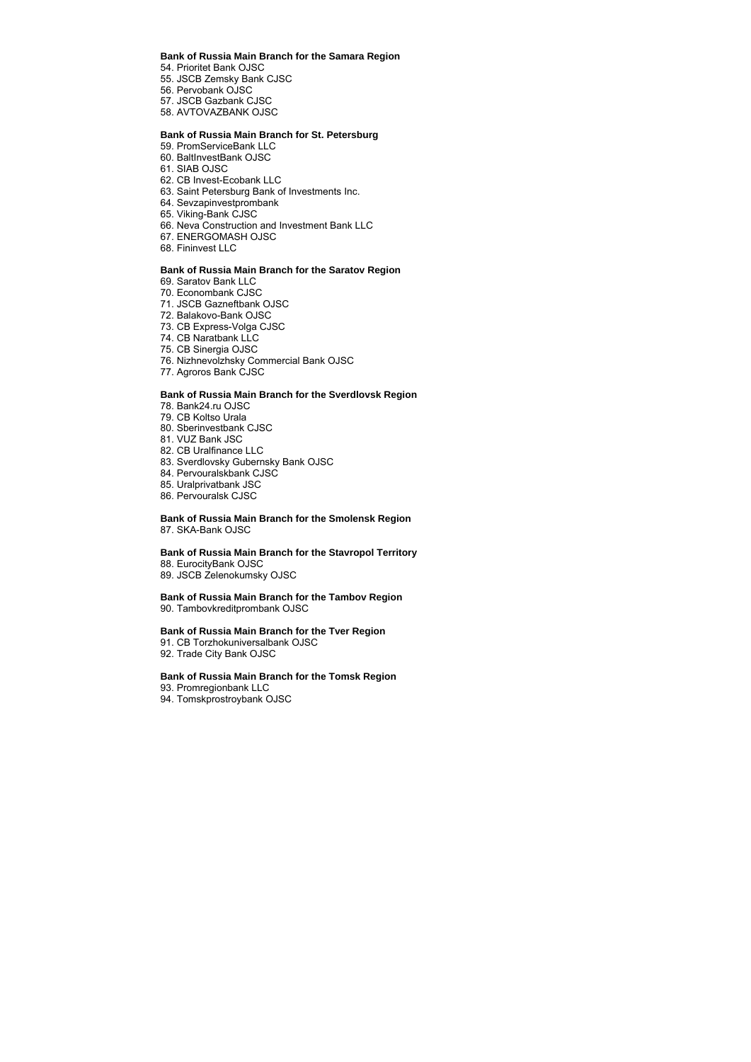**Bank of Russia Main Branch for the Samara Region**

54. Prioritet Bank OJSC
55. JSCB Zemsky Bank CJSC
56. Pervobank OJSC
57. JSCB Gazbank CJSC
58. AVTOVAZBANK OJSC

**Bank of Russia Main Branch for St. Petersburg**

59. PromServiceBank LLC
60. BaltInvestBank OJSC
61. SIAB OJSC
62. CB Invest-Ecobank LLC
63. Saint Petersburg Bank of Investments Inc.
64. Sevzapinvestprombank
65. Viking-Bank CJSC
66. Neva Construction and Investment Bank LLC
67. ENERGOMASH OJSC
68. Fininvest LLC

**Bank of Russia Main Branch for the Saratov Region**

69. Saratov Bank LLC
70. Econombank CJSC
71. JSCB Gazneftbank OJSC
72. Balakovo-Bank OJSC
73. CB Express-Volga CJSC
74. CB Naratbank LLC
75. CB Sinergia OJSC
76. Nizhnevolzhsky Commercial Bank OJSC
77. Agroros Bank CJSC

**Bank of Russia Main Branch for the Sverdlovsk Region**

78. Bank24.ru OJSC
79. CB Koltso Urala
80. Sberinvestbank CJSC
81. VUZ Bank JSC
82. CB Uralfinance LLC
83. Sverdlovsky Gubernsky Bank OJSC
84. Pervouralskbank CJSC
85. Uralprivatbank JSC
86. Pervouralsk CJSC

**Bank of Russia Main Branch for the Smolensk Region**

87. SKA-Bank OJSC

**Bank of Russia Main Branch for the Stavropol Territory**

88. EurocityBank OJSC
89. JSCB Zelenokumsky OJSC

**Bank of Russia Main Branch for the Tambov Region**

90. Tambovkreditprombank OJSC

**Bank of Russia Main Branch for the Tver Region**

91. CB Torzhokuniversalbank OJSC
92. Trade City Bank OJSC

**Bank of Russia Main Branch for the Tomsk Region**

93. Promregionbank LLC
94. Tomskprostroybank OJSC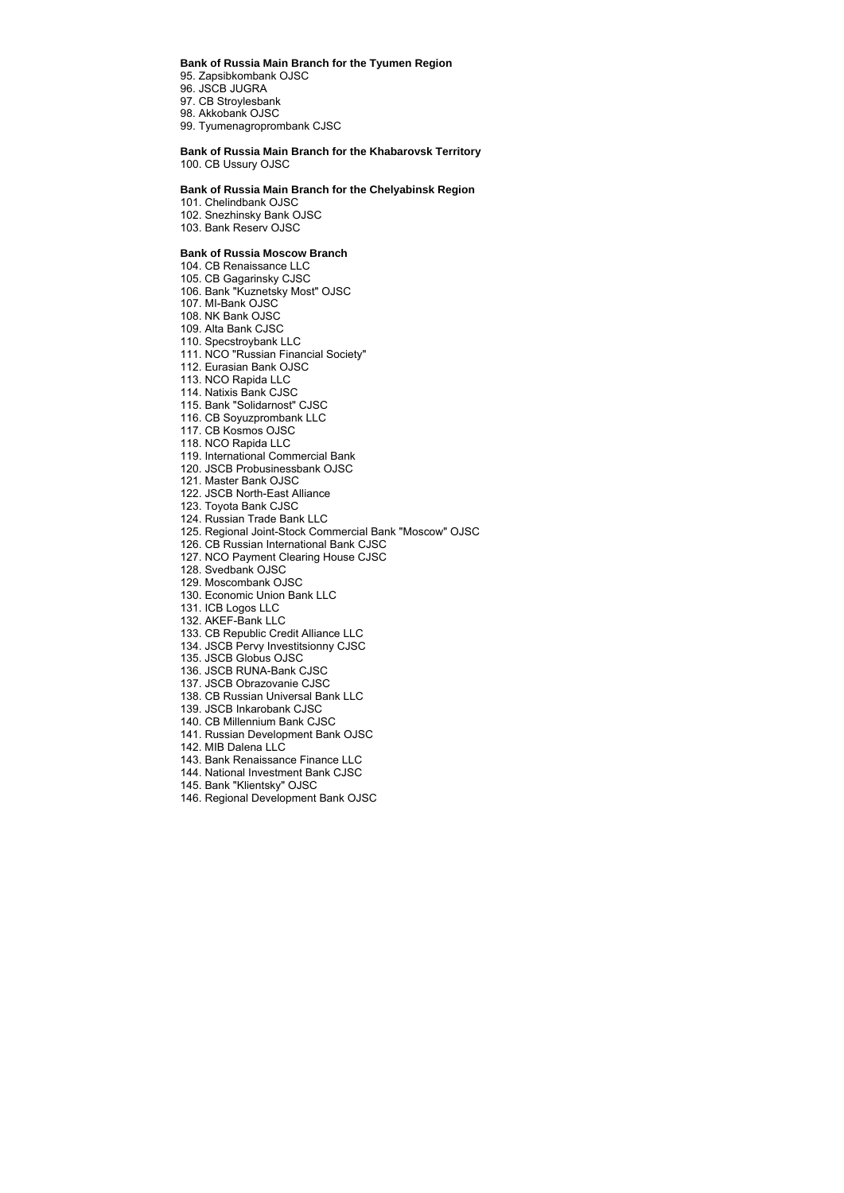**Bank of Russia Main Branch for the Tyumen Region**

95. Zapsibkombank OJSC
96. JSCB JUGRA
97. CB Stroylesbank
98. Akkobank OJSC
99. Tyumenagroprombank CJSC

**Bank of Russia Main Branch for the Khabarovsk Territory**

100. CB Ussury OJSC

**Bank of Russia Main Branch for the Chelyabinsk Region**

101. Chelindbank OJSC
102. Snezhinsky Bank OJSC
103. Bank Reserv OJSC

**Bank of Russia Moscow Branch**

104. CB Renaissance LLC
105. CB Gagarinsky CJSC
106. Bank "Kuznetsky Most" OJSC
107. MI-Bank OJSC
108. NK Bank OJSC
109. Alta Bank CJSC
110. Specstroybank LLC
111. NCO "Russian Financial Society"
112. Eurasian Bank OJSC
113. NCO Rapida LLC
114. Natixis Bank CJSC
115. Bank "Solidarnost" CJSC
116. CB Soyuzprombank LLC
117. CB Kosmos OJSC
118. NCO Rapida LLC
119. International Commercial Bank
120. JSCB Probusinessbank OJSC
121. Master Bank OJSC
122. JSCB North-East Alliance
123. Toyota Bank CJSC
124. Russian Trade Bank LLC
125. Regional Joint-Stock Commercial Bank "Moscow" OJSC
126. CB Russian International Bank CJSC
127. NCO Payment Clearing House CJSC
128. Svedbank OJSC
129. Moscombank OJSC
130. Economic Union Bank LLC
131. ICB Logos LLC
132. AKEF-Bank LLC
133. CB Republic Credit Alliance LLC
134. JSCB Pervy Investitsionny CJSC
135. JSCB Globus OJSC
136. JSCB RUNA-Bank CJSC
137. JSCB Obrazovanie CJSC
138. CB Russian Universal Bank LLC
139. JSCB Inkarobank CJSC
140. CB Millennium Bank CJSC
141. Russian Development Bank OJSC
142. MIB Dalena LLC
143. Bank Renaissance Finance LLC
144. National Investment Bank CJSC
145. Bank "Klientsky" OJSC
146. Regional Development Bank OJSC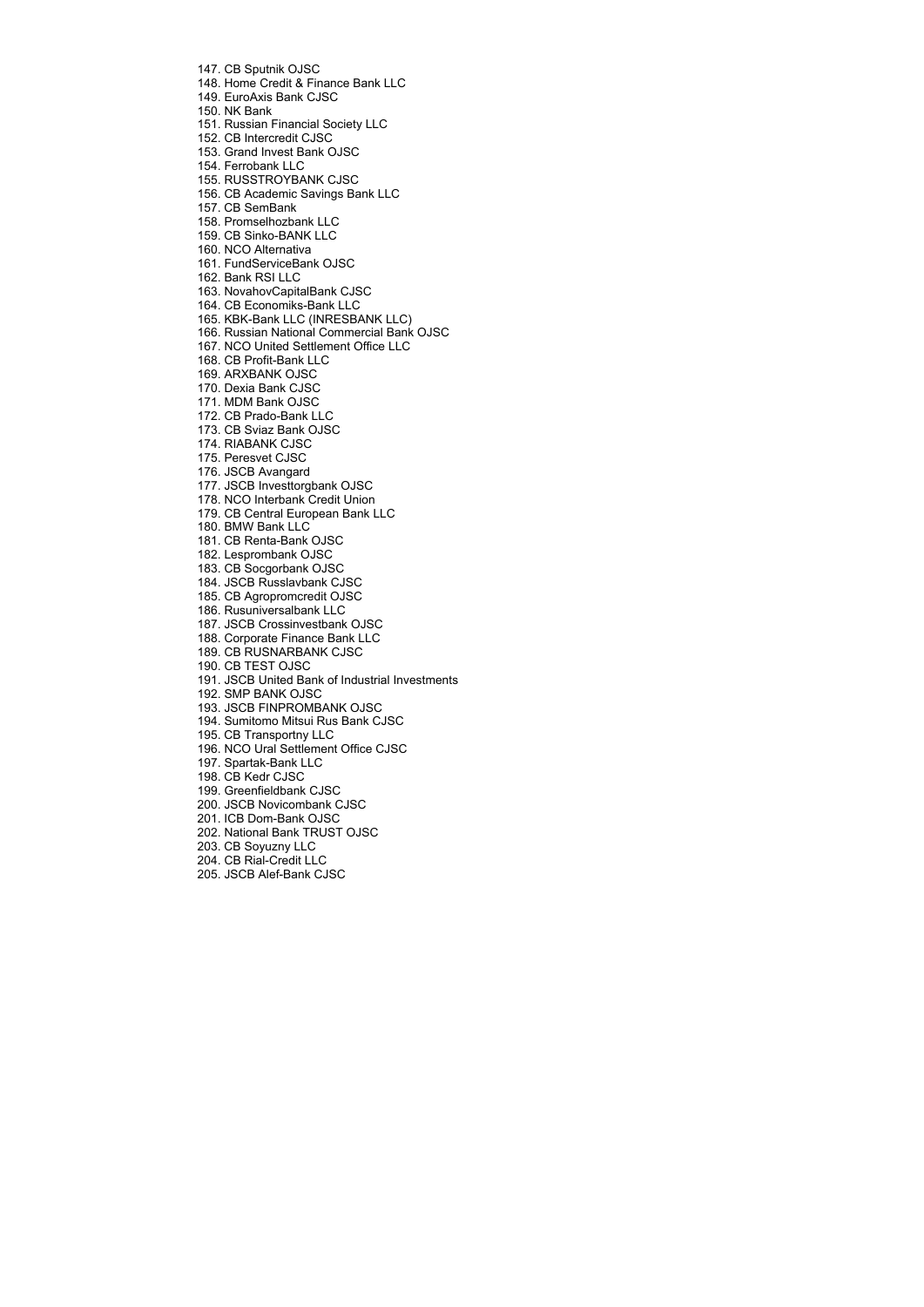147. CB Sputnik OJSC
148. Home Credit & Finance Bank LLC
149. EuroAxis Bank CJSC
150. NK Bank
151. Russian Financial Society LLC
152. CB Intercredit CJSC
153. Grand Invest Bank OJSC
154. Ferrobank LLC
155. RUSSTROYBANK CJSC
156. CB Academic Savings Bank LLC
157. CB SemBank
158. Promselhozbank LLC
159. CB Sinko-BANK LLC
160. NCO Alternativa
161. FundServiceBank OJSC
162. Bank RSI LLC
163. NovahovCapitalBank CJSC
164. CB Economiks-Bank LLC
165. KBK-Bank LLC (INRESBANK LLC)
166. Russian National Commercial Bank OJSC
167. NCO United Settlement Office LLC
168. CB Profit-Bank LLC
169. ARXBANK OJSC
170. Dexia Bank CJSC
171. MDM Bank OJSC
172. CB Prado-Bank LLC
173. CB Sviaz Bank OJSC
174. RIABANK CJSC
175. Peresvet CJSC
176. JSCB Avangard
177. JSCB Investtorgbank OJSC
178. NCO Interbank Credit Union
179. CB Central European Bank LLC
180. BMW Bank LLC
181. CB Renta-Bank OJSC
182. Lesprombank OJSC
183. CB Socgorbank OJSC
184. JSCB Russlavbank CJSC
185. CB Agropromcredit OJSC
186. Rusuniversalbank LLC
187. JSCB Crossinvestbank OJSC
188. Corporate Finance Bank LLC
189. CB RUSNARBANK CJSC
190. CB TEST OJSC
191. JSCB United Bank of Industrial Investments
192. SMP BANK OJSC
193. JSCB FINPROMBANK OJSC
194. Sumitomo Mitsui Rus Bank CJSC
195. CB Transportny LLC
196. NCO Ural Settlement Office CJSC
197. Spartak-Bank LLC
198. CB Kedr CJSC
199. Greenfieldbank CJSC
200. JSCB Novicombank CJSC
201. ICB Dom-Bank OJSC
202. National Bank TRUST OJSC
203. CB Soyuzny LLC
204. CB Rial-Credit LLC
205. JSCB Alef-Bank CJSC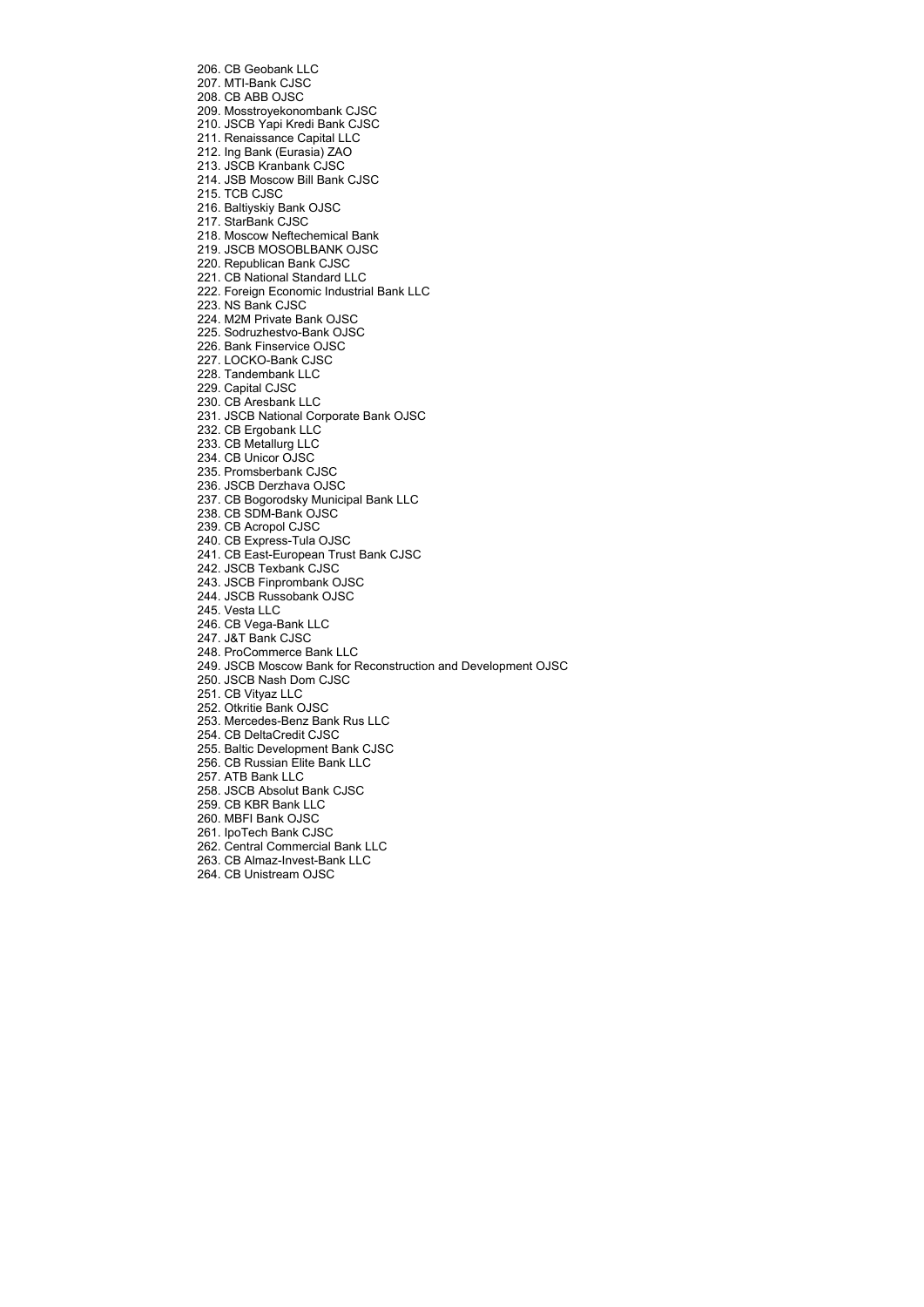206. CB Geobank LLC
207. MTI-Bank CJSC
208. CB ABB OJSC
209. Mosstroyekonombank CJSC
210. JSCB Yapi Kredi Bank CJSC
211. Renaissance Capital LLC
212. Ing Bank (Eurasia) ZAO
213. JSCB Kranbank CJSC
214. JSB Moscow Bill Bank CJSC
215. TCB CJSC
216. Baltiyskiy Bank OJSC
217. StarBank CJSC
218. Moscow Neftechemical Bank
219. JSCB MOSOBLBANK OJSC
220. Republican Bank CJSC
221. CB National Standard LLC
222. Foreign Economic Industrial Bank LLC
223. NS Bank CJSC
224. M2M Private Bank OJSC
225. Sodruzhestvo-Bank OJSC
226. Bank Finservice OJSC
227. LOCKO-Bank CJSC
228. Tandembank LLC
229. Capital CJSC
230. CB Aresbank LLC
231. JSCB National Corporate Bank OJSC
232. CB Ergobank LLC
233. CB Metallurg LLC
234. CB Unicor OJSC
235. Promsberbank CJSC
236. JSCB Derzhava OJSC
237. CB Bogorodsky Municipal Bank LLC
238. CB SDM-Bank OJSC
239. CB Acropol CJSC
240. CB Express-Tula OJSC
241. CB East-European Trust Bank CJSC
242. JSCB Texbank CJSC
243. JSCB Finprombank OJSC
244. JSCB Russobank OJSC
245. Vesta LLC
246. CB Vega-Bank LLC
247. J&T Bank CJSC
248. ProCommerce Bank LLC
249. JSCB Moscow Bank for Reconstruction and Development OJSC
250. JSCB Nash Dom CJSC
251. CB Vityaz LLC
252. Otkritie Bank OJSC
253. Mercedes-Benz Bank Rus LLC
254. CB DeltaCredit CJSC
255. Baltic Development Bank CJSC
256. CB Russian Elite Bank LLC
257. ATB Bank LLC
258. JSCB Absolut Bank CJSC
259. CB KBR Bank LLC
260. MBFI Bank OJSC
261. IpoTech Bank CJSC
262. Central Commercial Bank LLC
263. CB Almaz-Invest-Bank LLC
264. CB Unistream OJSC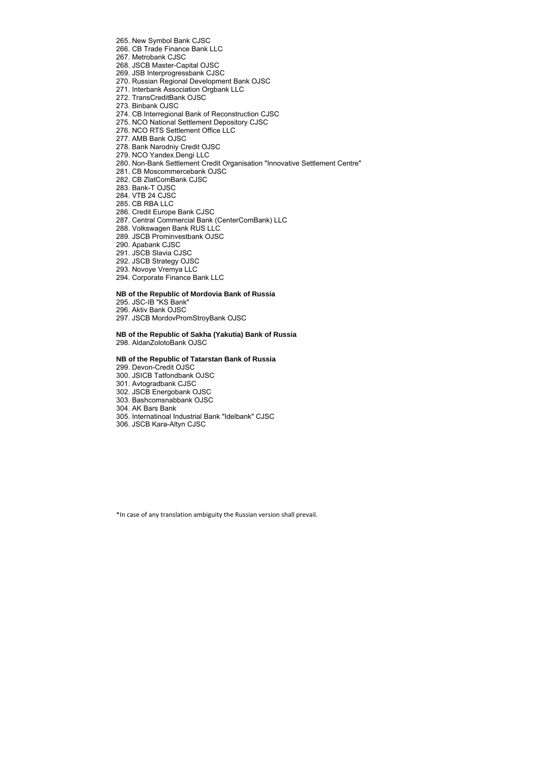265. New Symbol Bank CJSC
266. CB Trade Finance Bank LLC
267. Metrobank CJSC
268. JSCB Master-Capital OJSC
269. JSB Interprogressbank CJSC
270. Russian Regional Development Bank OJSC
271. Interbank Association Orgbank LLC
272. TransCreditBank OJSC
273. Binbank OJSC
274. CB Interregional Bank of Reconstruction CJSC
275. NCO National Settlement Depository CJSC
276. NCO RTS Settlement Office LLC
277. AMB Bank OJSC
278. Bank Narodniy Credit OJSC
279. NCO Yandex.Dengi LLC
280. Non-Bank Settlement Credit Organisation "Innovative Settlement Centre"
281. CB Moscommercebank OJSC
282. CB ZlatComBank CJSC
283. Bank-T OJSC
284. VTB 24 CJSC
285. CB RBA LLC
286. Credit Europe Bank CJSC
287. Central Commercial Bank (CenterComBank) LLC
288. Volkswagen Bank RUS LLC
289. JSCB Prominvestbank OJSC
290. Apabank CJSC
291. JSCB Slavia CJSC
292. JSCB Strategy OJSC
293. Novoye Vremya LLC
294. Corporate Finance Bank LLC

**NB of the Republic of Mordovia Bank of Russia**

295. JSC-IB "KS Bank"
296. Aktiv Bank OJSC
297. JSCB MordovPromStroyBank OJSC

**NB of the Republic of Sakha (Yakutia) Bank of Russia**

298. AldanZolotoBank OJSC

**NB of the Republic of Tatarstan Bank of Russia**

299. Devon-Credit OJSC
300. JSICB Tatfondbank OJSC
301. Avtogradbank CJSC
302. JSCB Energobank OJSC
303. Bashcomsnabbank OJSC
304. AK Bars Bank
305. Internatinoal Industrial Bank "Idelbank" CJSC
306. JSCB Kara-Altyn CJSC

*In case of any translation ambiguity the Russian version shall prevail.